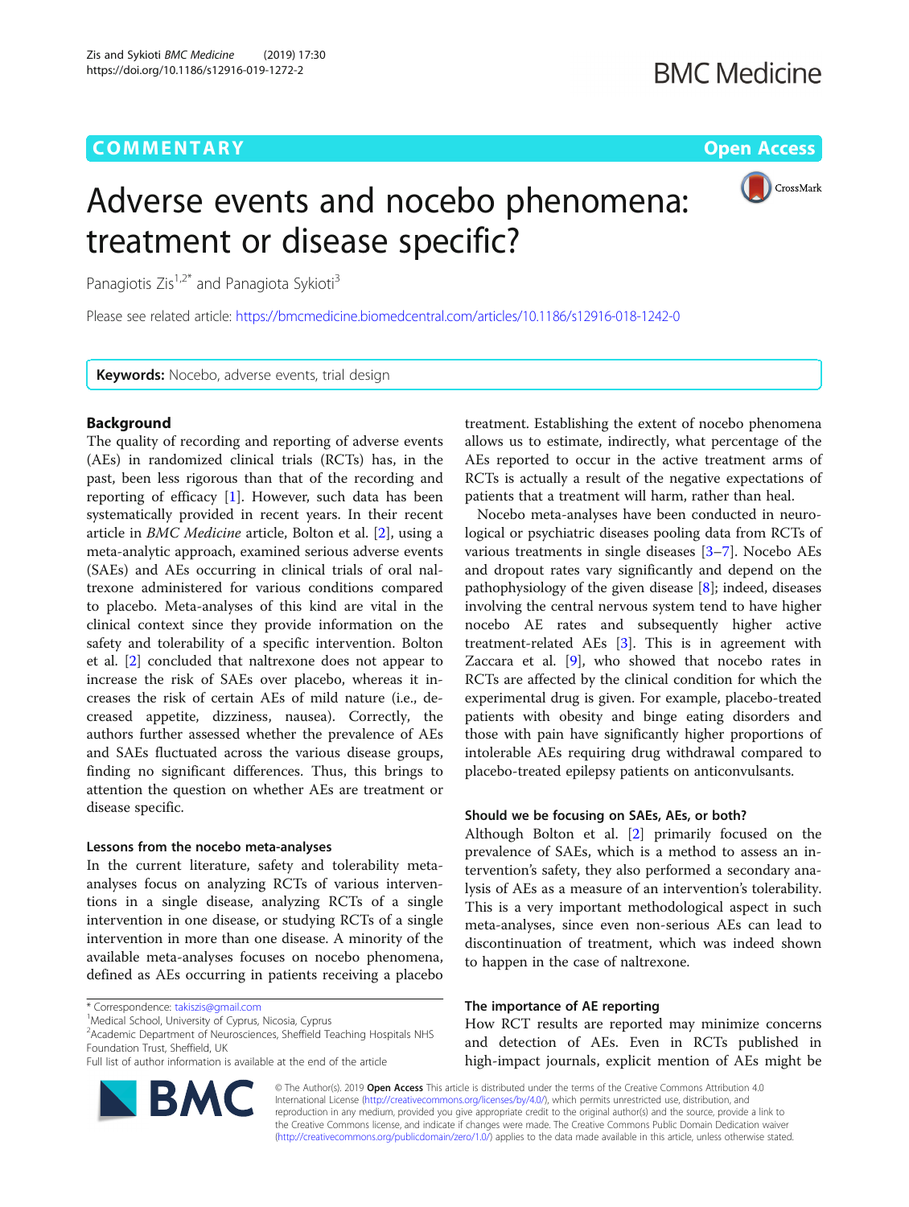# Adverse events and nocebo phenomena: treatment or disease specific?

Panagiotis Zis[1,2*] and Panagiota Sykioti[3]

Please see related article: https://bmcmedicine.biomedcentral.com/articles/10.1186/s12916-018-1242-0

**Keywords:** Nocebo, adverse events, trial design

## Background

The quality of recording and reporting of adverse events (AEs) in randomized clinical trials (RCTs) has, in the past, been less rigorous than that of the recording and reporting of efficacy [1]. However, such data has been systematically provided in recent years. In their recent article in *BMC Medicine* article, Bolton et al. [2], using a meta-analytic approach, examined serious adverse events (SAEs) and AEs occurring in clinical trials of oral naltrexone administered for various conditions compared to placebo. Meta-analyses of this kind are vital in the clinical context since they provide information on the safety and tolerability of a specific intervention. Bolton et al. [2] concluded that naltrexone does not appear to increase the risk of SAEs over placebo, whereas it increases the risk of certain AEs of mild nature (i.e., decreased appetite, dizziness, nausea). Correctly, the authors further assessed whether the prevalence of AEs and SAEs fluctuated across the various disease groups, finding no significant differences. Thus, this brings to attention the question on whether AEs are treatment or disease specific.

### Lessons from the nocebo meta-analyses

In the current literature, safety and tolerability meta-analyses focus on analyzing RCTs of various interventions in a single disease, analyzing RCTs of a single intervention in one disease, or studying RCTs of a single intervention in more than one disease. A minority of the available meta-analyses focuses on nocebo phenomena, defined as AEs occurring in patients receiving a placebo treatment. Establishing the extent of nocebo phenomena allows us to estimate, indirectly, what percentage of the AEs reported to occur in the active treatment arms of RCTs is actually a result of the negative expectations of patients that a treatment will harm, rather than heal.

Nocebo meta-analyses have been conducted in neurological or psychiatric diseases pooling data from RCTs of various treatments in single diseases [3–7]. Nocebo AEs and dropout rates vary significantly and depend on the pathophysiology of the given disease [8]; indeed, diseases involving the central nervous system tend to have higher nocebo AE rates and subsequently higher active treatment-related AEs [3]. This is in agreement with Zaccara et al. [9], who showed that nocebo rates in RCTs are affected by the clinical condition for which the experimental drug is given. For example, placebo-treated patients with obesity and binge eating disorders and those with pain have significantly higher proportions of intolerable AEs requiring drug withdrawal compared to placebo-treated epilepsy patients on anticonvulsants.

### Should we be focusing on SAEs, AEs, or both?

Although Bolton et al. [2] primarily focused on the prevalence of SAEs, which is a method to assess an intervention's safety, they also performed a secondary analysis of AEs as a measure of an intervention's tolerability. This is a very important methodological aspect in such meta-analyses, since even non-serious AEs can lead to discontinuation of treatment, which was indeed shown to happen in the case of naltrexone.

### The importance of AE reporting

How RCT results are reported may minimize concerns and detection of AEs. Even in RCTs published in high-impact journals, explicit mention of AEs might be

\* Correspondence: takiszis@gmail.com
[1]Medical School, University of Cyprus, Nicosia, Cyprus
[2]Academic Department of Neurosciences, Sheffield Teaching Hospitals NHS Foundation Trust, Sheffield, UK
Full list of author information is available at the end of the article

© The Author(s). 2019 **Open Access** This article is distributed under the terms of the Creative Commons Attribution 4.0 International License (http://creativecommons.org/licenses/by/4.0/), which permits unrestricted use, distribution, and reproduction in any medium, provided you give appropriate credit to the original author(s) and the source, provide a link to the Creative Commons license, and indicate if changes were made. The Creative Commons Public Domain Dedication waiver (http://creativecommons.org/publicdomain/zero/1.0/) applies to the data made available in this article, unless otherwise stated.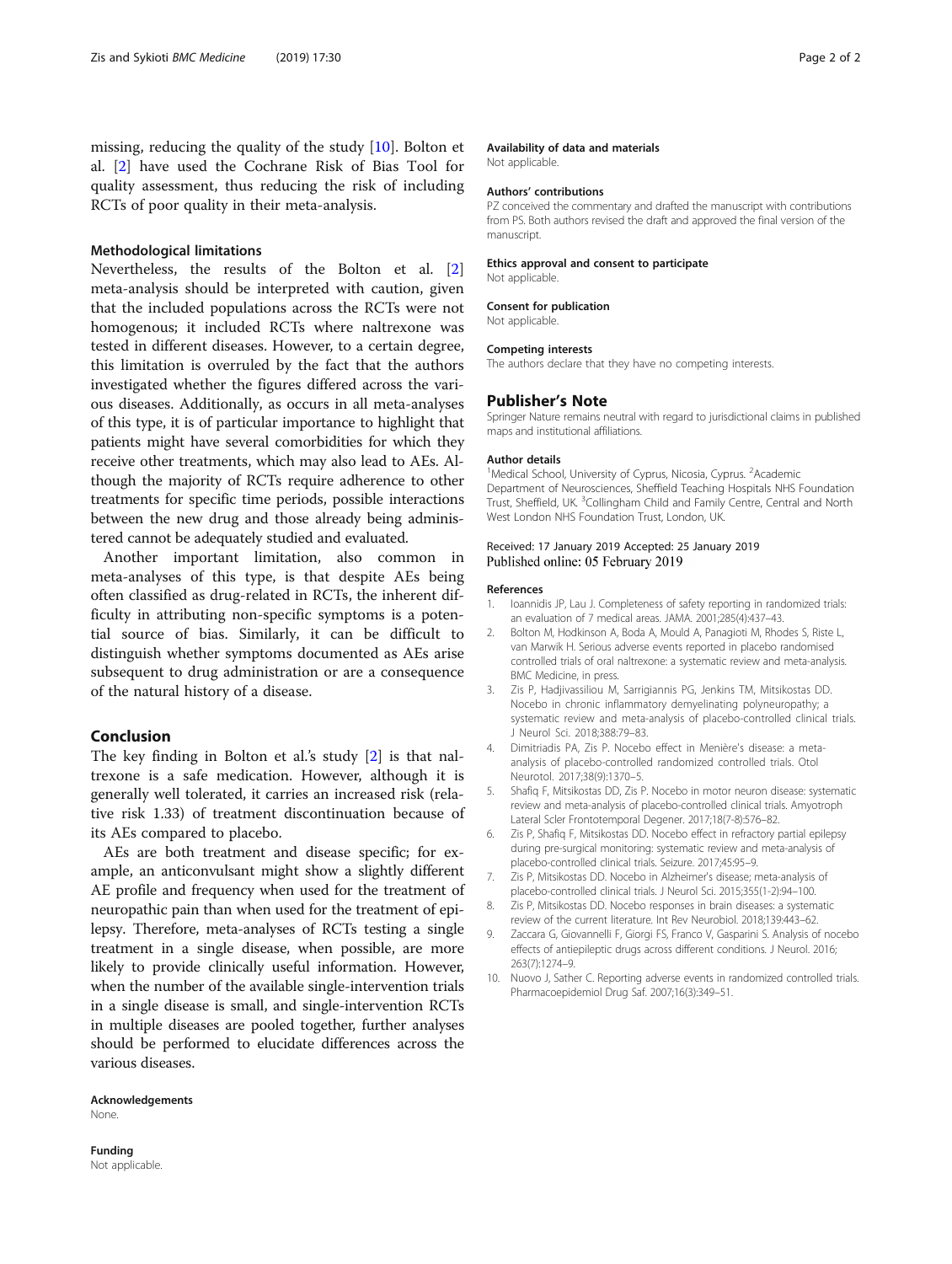missing, reducing the quality of the study [10]. Bolton et al. [2] have used the Cochrane Risk of Bias Tool for quality assessment, thus reducing the risk of including RCTs of poor quality in their meta-analysis.

### Methodological limitations

Nevertheless, the results of the Bolton et al. [2] meta-analysis should be interpreted with caution, given that the included populations across the RCTs were not homogenous; it included RCTs where naltrexone was tested in different diseases. However, to a certain degree, this limitation is overruled by the fact that the authors investigated whether the figures differed across the various diseases. Additionally, as occurs in all meta-analyses of this type, it is of particular importance to highlight that patients might have several comorbidities for which they receive other treatments, which may also lead to AEs. Although the majority of RCTs require adherence to other treatments for specific time periods, possible interactions between the new drug and those already being administered cannot be adequately studied and evaluated.

Another important limitation, also common in meta-analyses of this type, is that despite AEs being often classified as drug-related in RCTs, the inherent difficulty in attributing non-specific symptoms is a potential source of bias. Similarly, it can be difficult to distinguish whether symptoms documented as AEs arise subsequent to drug administration or are a consequence of the natural history of a disease.

## Conclusion

The key finding in Bolton et al.'s study [2] is that naltrexone is a safe medication. However, although it is generally well tolerated, it carries an increased risk (relative risk 1.33) of treatment discontinuation because of its AEs compared to placebo.

AEs are both treatment and disease specific; for example, an anticonvulsant might show a slightly different AE profile and frequency when used for the treatment of neuropathic pain than when used for the treatment of epilepsy. Therefore, meta-analyses of RCTs testing a single treatment in a single disease, when possible, are more likely to provide clinically useful information. However, when the number of the available single-intervention trials in a single disease is small, and single-intervention RCTs in multiple diseases are pooled together, further analyses should be performed to elucidate differences across the various diseases.

#### Acknowledgements
None.

#### Funding
Not applicable.

#### Availability of data and materials
Not applicable.

#### Authors' contributions
PZ conceived the commentary and drafted the manuscript with contributions from PS. Both authors revised the draft and approved the final version of the manuscript.

#### Ethics approval and consent to participate
Not applicable.

#### Consent for publication
Not applicable.

#### Competing interests
The authors declare that they have no competing interests.

## Publisher's Note

Springer Nature remains neutral with regard to jurisdictional claims in published maps and institutional affiliations.

#### Author details
[1]Medical School, University of Cyprus, Nicosia, Cyprus. [2]Academic Department of Neurosciences, Sheffield Teaching Hospitals NHS Foundation Trust, Sheffield, UK. [3]Collingham Child and Family Centre, Central and North West London NHS Foundation Trust, London, UK.

Received: 17 January 2019 Accepted: 25 January 2019
Published online: 05 February 2019

#### References

1. Ioannidis JP, Lau J. Completeness of safety reporting in randomized trials: an evaluation of 7 medical areas. JAMA. 2001;285(4):437–43.
2. Bolton M, Hodkinson A, Boda A, Mould A, Panagioti M, Rhodes S, Riste L, van Marwik H. Serious adverse events reported in placebo randomised controlled trials of oral naltrexone: a systematic review and meta-analysis. BMC Medicine, in press.
3. Zis P, Hadjivassiliou M, Sarrigiannis PG, Jenkins TM, Mitsikostas DD. Nocebo in chronic inflammatory demyelinating polyneuropathy; a systematic review and meta-analysis of placebo-controlled clinical trials. J Neurol Sci. 2018;388:79–83.
4. Dimitriadis PA, Zis P. Nocebo effect in Menière's disease: a meta-analysis of placebo-controlled randomized controlled trials. Otol Neurotol. 2017;38(9):1370–5.
5. Shafiq F, Mitsikostas DD, Zis P. Nocebo in motor neuron disease: systematic review and meta-analysis of placebo-controlled clinical trials. Amyotroph Lateral Scler Frontotemporal Degener. 2017;18(7-8):576–82.
6. Zis P, Shafiq F, Mitsikostas DD. Nocebo effect in refractory partial epilepsy during pre-surgical monitoring: systematic review and meta-analysis of placebo-controlled clinical trials. Seizure. 2017;45:95–9.
7. Zis P, Mitsikostas DD. Nocebo in Alzheimer's disease; meta-analysis of placebo-controlled clinical trials. J Neurol Sci. 2015;355(1-2):94–100.
8. Zis P, Mitsikostas DD. Nocebo responses in brain diseases: a systematic review of the current literature. Int Rev Neurobiol. 2018;139:443–62.
9. Zaccara G, Giovannelli F, Giorgi FS, Franco V, Gasparini S. Analysis of nocebo effects of antiepileptic drugs across different conditions. J Neurol. 2016;263(7):1274–9.
10. Nuovo J, Sather C. Reporting adverse events in randomized controlled trials. Pharmacoepidemiol Drug Saf. 2007;16(3):349–51.